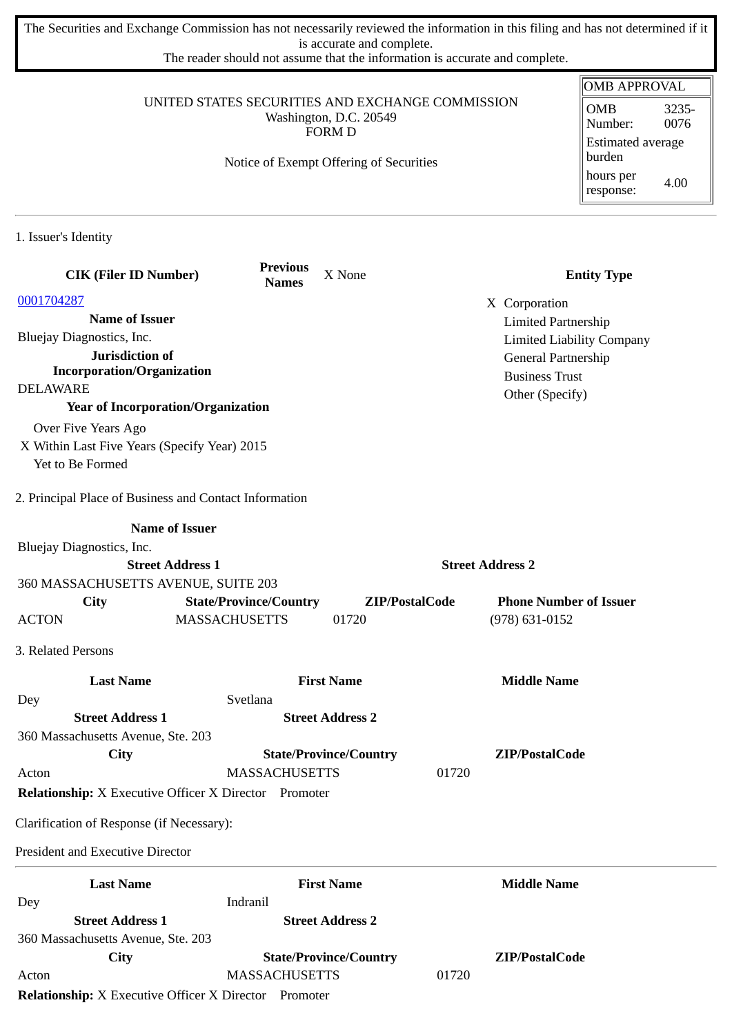The Securities and Exchange Commission has not necessarily reviewed the information in this filing and has not determined if it is accurate and complete.
The reader should not assume that the information is accurate and complete.

| OMB APPROVAL | |
|---|---|
| OMB Number: | 3235-0076 |
| Estimated average burden | |
| hours per response: | 4.00 |

UNITED STATES SECURITIES AND EXCHANGE COMMISSION
Washington, D.C. 20549
FORM D

Notice of Exempt Offering of Securities

## 1. Issuer's Identity

| CIK (Filer ID Number) | Previous Names | X None | Entity Type |
|---|---|---|---|
| 0001704287 | | | X Corporation |

**Name of Issuer**
Bluejay Diagnostics, Inc.

**Jurisdiction of Incorporation/Organization**
DELAWARE

**Year of Incorporation/Organization**
Over Five Years Ago
X Within Last Five Years (Specify Year) 2015
Yet to Be Formed

**Entity Type**
X Corporation
Limited Partnership
Limited Liability Company
General Partnership
Business Trust
Other (Specify)

## 2. Principal Place of Business and Contact Information

**Name of Issuer**
Bluejay Diagnostics, Inc.

| Street Address 1 | Street Address 2 |
|---|---|
| 360 MASSACHUSETTS AVENUE, SUITE 203 | |

| City | State/Province/Country | ZIP/PostalCode | Phone Number of Issuer |
|---|---|---|---|
| ACTON | MASSACHUSETTS | 01720 | (978) 631-0152 |

## 3. Related Persons

| Last Name | First Name | Middle Name |
|---|---|---|
| Dey | Svetlana | |

| Street Address 1 | Street Address 2 |
|---|---|
| 360 Massachusetts Avenue, Ste. 203 | |

| City | State/Province/Country | ZIP/PostalCode |
|---|---|---|
| Acton | MASSACHUSETTS | 01720 |

**Relationship:** X Executive Officer X Director Promoter

Clarification of Response (if Necessary):

President and Executive Director

---

| Last Name | First Name | Middle Name |
|---|---|---|
| Dey | Indranil | |

| Street Address 1 | Street Address 2 |
|---|---|
| 360 Massachusetts Avenue, Ste. 203 | |

| City | State/Province/Country | ZIP/PostalCode |
|---|---|---|
| Acton | MASSACHUSETTS | 01720 |

**Relationship:** X Executive Officer X Director Promoter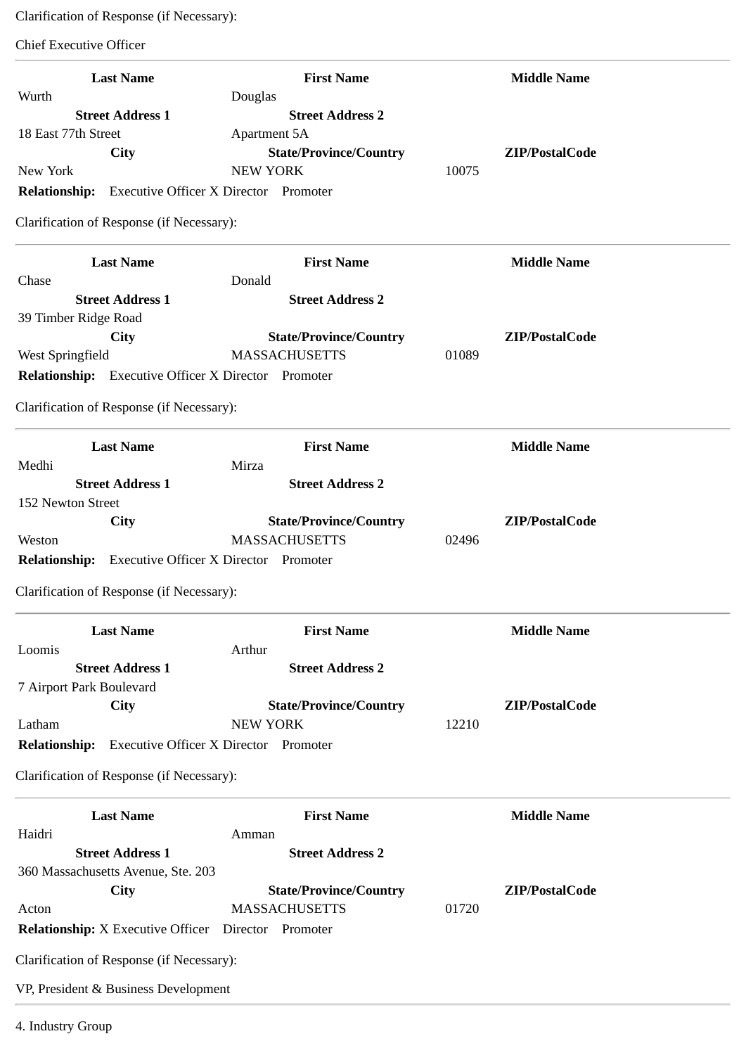Clarification of Response (if Necessary):

Chief Executive Officer

---

| Last Name | First Name | Middle Name |
|---|---|---|
| Wurth | Douglas | |
| **Street Address 1** | **Street Address 2** | |
| 18 East 77th Street | Apartment 5A | |
| **City** | **State/Province/Country** | **ZIP/PostalCode** |
| New York | NEW YORK | 10075 |

**Relationship:** Executive Officer X Director Promoter

Clarification of Response (if Necessary):

---

| Last Name | First Name | Middle Name |
|---|---|---|
| Chase | Donald | |
| **Street Address 1** | **Street Address 2** | |
| 39 Timber Ridge Road | | |
| **City** | **State/Province/Country** | **ZIP/PostalCode** |
| West Springfield | MASSACHUSETTS | 01089 |

**Relationship:** Executive Officer X Director Promoter

Clarification of Response (if Necessary):

---

| Last Name | First Name | Middle Name |
|---|---|---|
| Medhi | Mirza | |
| **Street Address 1** | **Street Address 2** | |
| 152 Newton Street | | |
| **City** | **State/Province/Country** | **ZIP/PostalCode** |
| Weston | MASSACHUSETTS | 02496 |

**Relationship:** Executive Officer X Director Promoter

Clarification of Response (if Necessary):

---

| Last Name | First Name | Middle Name |
|---|---|---|
| Loomis | Arthur | |
| **Street Address 1** | **Street Address 2** | |
| 7 Airport Park Boulevard | | |
| **City** | **State/Province/Country** | **ZIP/PostalCode** |
| Latham | NEW YORK | 12210 |

**Relationship:** Executive Officer X Director Promoter

Clarification of Response (if Necessary):

---

| Last Name | First Name | Middle Name |
|---|---|---|
| Haidri | Amman | |
| **Street Address 1** | **Street Address 2** | |
| 360 Massachusetts Avenue, Ste. 203 | | |
| **City** | **State/Province/Country** | **ZIP/PostalCode** |
| Acton | MASSACHUSETTS | 01720 |

**Relationship:** X Executive Officer Director Promoter

Clarification of Response (if Necessary):

VP, President & Business Development

---

4. Industry Group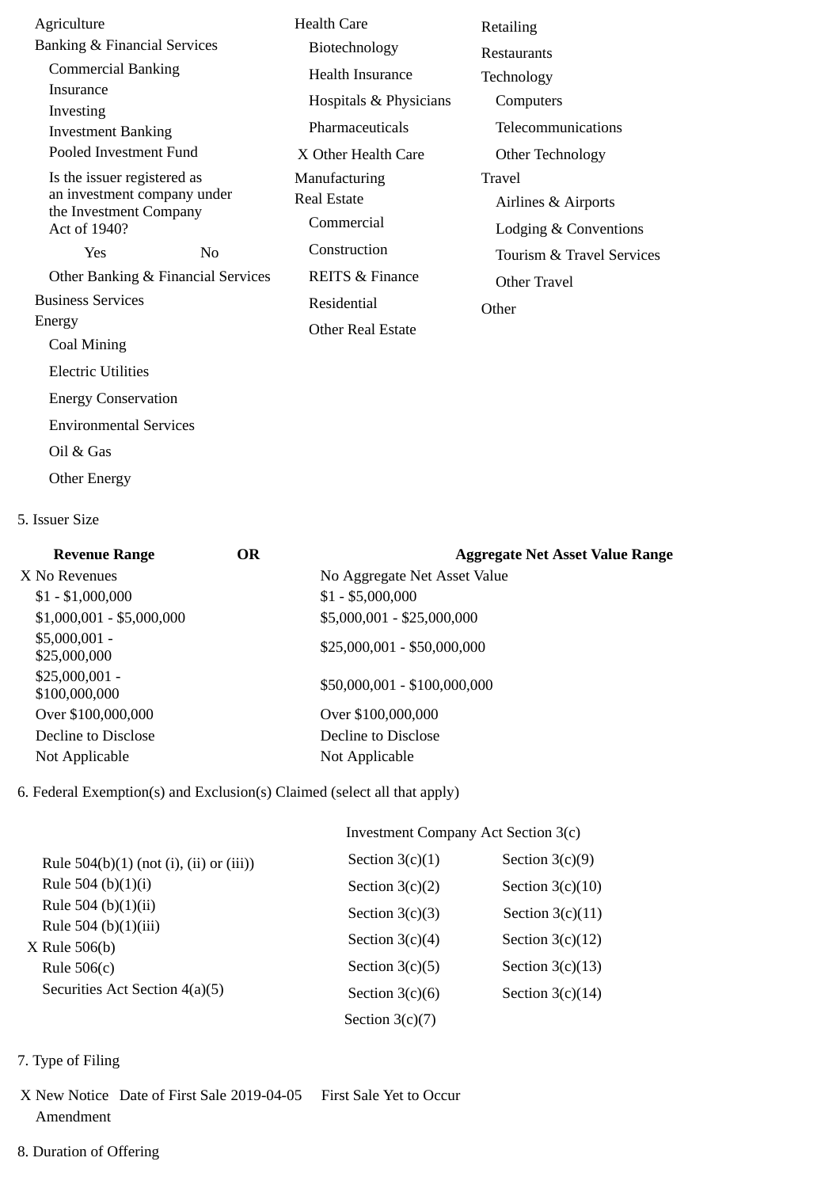- Agriculture
- Banking & Financial Services
  - Commercial Banking
  - Insurance
  - Investing
  - Investment Banking
  - Pooled Investment Fund
  - Is the issuer registered as an investment company under the Investment Company Act of 1940?
    - Yes
    - No
  - Other Banking & Financial Services
- Business Services
- Energy
  - Coal Mining
  - Electric Utilities
  - Energy Conservation
  - Environmental Services
  - Oil & Gas
  - Other Energy
- Health Care
  - Biotechnology
  - Health Insurance
  - Hospitals & Physicians
  - Pharmaceuticals
  - X Other Health Care
- Manufacturing
- Real Estate
  - Commercial
  - Construction
  - REITS & Finance
  - Residential
  - Other Real Estate
- Retailing
- Restaurants
- Technology
  - Computers
  - Telecommunications
  - Other Technology
- Travel
  - Airlines & Airports
  - Lodging & Conventions
  - Tourism & Travel Services
  - Other Travel
- Other

5. Issuer Size

| Revenue Range | OR | Aggregate Net Asset Value Range |
|---|---|---|
| X No Revenues | | No Aggregate Net Asset Value |
| $1 - $1,000,000 | | $1 - $5,000,000 |
| $1,000,001 - $5,000,000 | | $5,000,001 - $25,000,000 |
| $5,000,001 - $25,000,000 | | $25,000,001 - $50,000,000 |
| $25,000,001 - $100,000,000 | | $50,000,001 - $100,000,000 |
| Over $100,000,000 | | Over $100,000,000 |
| Decline to Disclose | | Decline to Disclose |
| Not Applicable | | Not Applicable |

6. Federal Exemption(s) and Exclusion(s) Claimed (select all that apply)

| | Investment Company Act Section 3(c) | |
|---|---|---|
| Rule 504(b)(1) (not (i), (ii) or (iii)) | Section 3(c)(1) | Section 3(c)(9) |
| Rule 504 (b)(1)(i) | Section 3(c)(2) | Section 3(c)(10) |
| Rule 504 (b)(1)(ii) | Section 3(c)(3) | Section 3(c)(11) |
| Rule 504 (b)(1)(iii) | Section 3(c)(4) | Section 3(c)(12) |
| X Rule 506(b) | Section 3(c)(5) | Section 3(c)(13) |
| Rule 506(c) | Section 3(c)(6) | Section 3(c)(14) |
| Securities Act Section 4(a)(5) | Section 3(c)(7) | |

7. Type of Filing

X New Notice Date of First Sale 2019-04-05 First Sale Yet to Occur

Amendment

8. Duration of Offering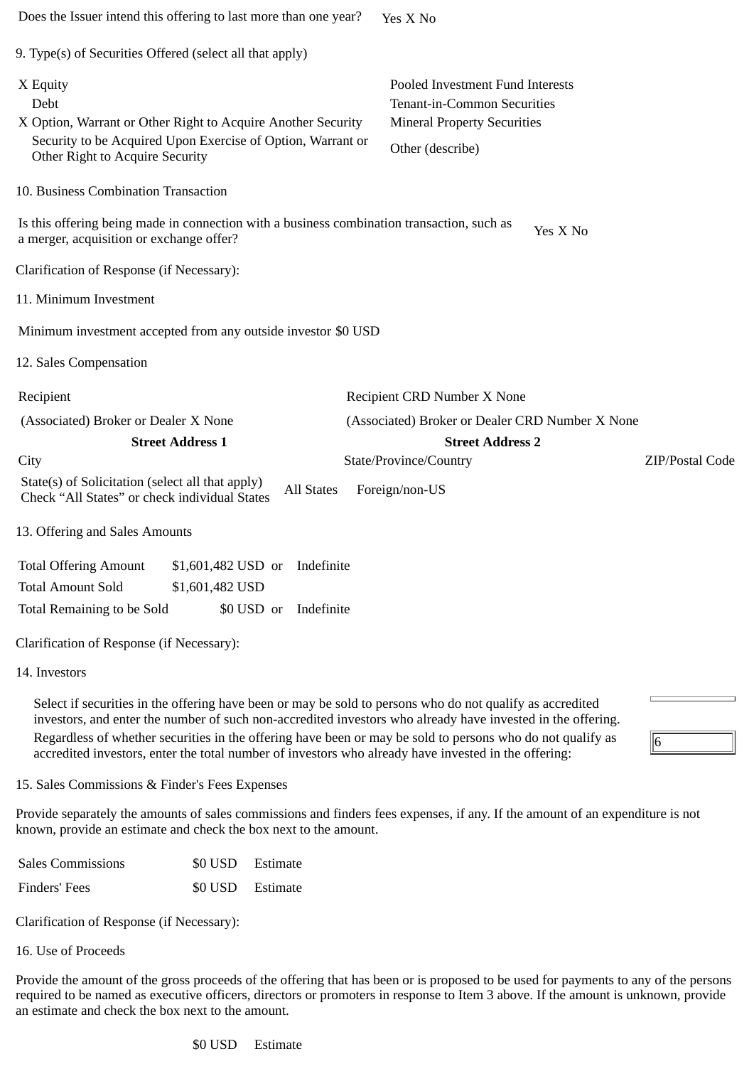| Does the Issuer intend this offering to last more than one year? | Yes X No |
|---|---|

9. Type(s) of Securities Offered (select all that apply)

| | |
|---|---|
| X Equity | Pooled Investment Fund Interests |
| Debt | Tenant-in-Common Securities |
| X Option, Warrant or Other Right to Acquire Another Security | Mineral Property Securities |
| Security to be Acquired Upon Exercise of Option, Warrant or Other Right to Acquire Security | Other (describe) |

10. Business Combination Transaction

| Is this offering being made in connection with a business combination transaction, such as a merger, acquisition or exchange offer? | Yes X No |
|---|---|

Clarification of Response (if Necessary):

11. Minimum Investment

Minimum investment accepted from any outside investor $0 USD

12. Sales Compensation

| | | |
|---|---|---|
| Recipient | Recipient CRD Number X None | |
| (Associated) Broker or Dealer X None | (Associated) Broker or Dealer CRD Number X None | |
| **Street Address 1** | **Street Address 2** | |
| City | State/Province/Country | ZIP/Postal Code |
| State(s) of Solicitation (select all that apply) Check "All States" or check individual States | All States Foreign/non-US | |

13. Offering and Sales Amounts

| | | | |
|---|---|---|---|
| Total Offering Amount | $1,601,482 USD | or | Indefinite |
| Total Amount Sold | $1,601,482 USD | | |
| Total Remaining to be Sold | $0 USD | or | Indefinite |

Clarification of Response (if Necessary):

14. Investors

| | |
|---|---|
| Select if securities in the offering have been or may be sold to persons who do not qualify as accredited investors, and enter the number of such non-accredited investors who already have invested in the offering. | |
| Regardless of whether securities in the offering have been or may be sold to persons who do not qualify as accredited investors, enter the total number of investors who already have invested in the offering: | 6 |

15. Sales Commissions & Finder's Fees Expenses

Provide separately the amounts of sales commissions and finders fees expenses, if any. If the amount of an expenditure is not known, provide an estimate and check the box next to the amount.

| | | |
|---|---|---|
| Sales Commissions | $0 USD | Estimate |
| Finders' Fees | $0 USD | Estimate |

Clarification of Response (if Necessary):

16. Use of Proceeds

Provide the amount of the gross proceeds of the offering that has been or is proposed to be used for payments to any of the persons required to be named as executive officers, directors or promoters in response to Item 3 above. If the amount is unknown, provide an estimate and check the box next to the amount.

$0 USD Estimate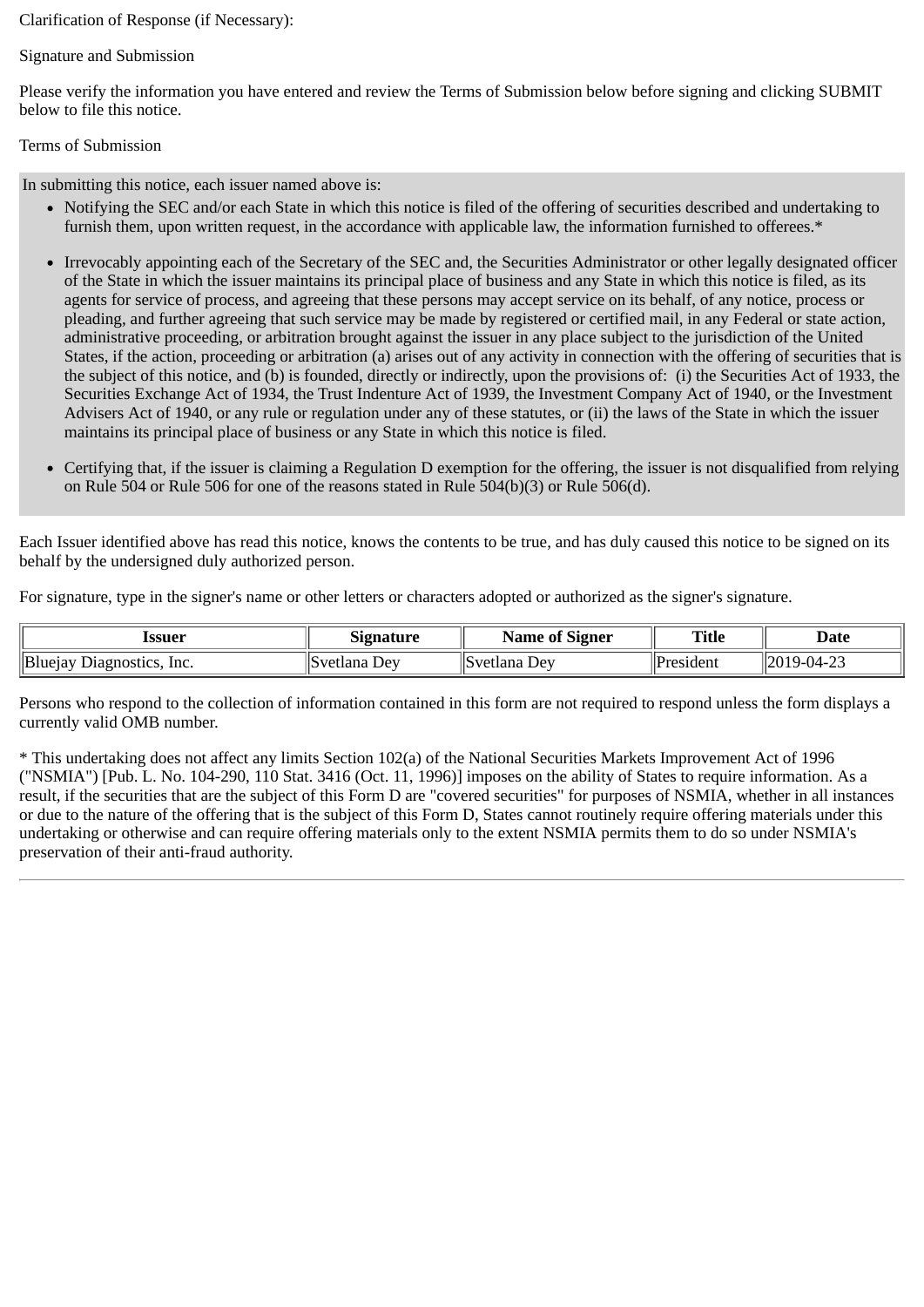Clarification of Response (if Necessary):

Signature and Submission

Please verify the information you have entered and review the Terms of Submission below before signing and clicking SUBMIT below to file this notice.

Terms of Submission

In submitting this notice, each issuer named above is:

- Notifying the SEC and/or each State in which this notice is filed of the offering of securities described and undertaking to furnish them, upon written request, in the accordance with applicable law, the information furnished to offerees.*
- Irrevocably appointing each of the Secretary of the SEC and, the Securities Administrator or other legally designated officer of the State in which the issuer maintains its principal place of business and any State in which this notice is filed, as its agents for service of process, and agreeing that these persons may accept service on its behalf, of any notice, process or pleading, and further agreeing that such service may be made by registered or certified mail, in any Federal or state action, administrative proceeding, or arbitration brought against the issuer in any place subject to the jurisdiction of the United States, if the action, proceeding or arbitration (a) arises out of any activity in connection with the offering of securities that is the subject of this notice, and (b) is founded, directly or indirectly, upon the provisions of: (i) the Securities Act of 1933, the Securities Exchange Act of 1934, the Trust Indenture Act of 1939, the Investment Company Act of 1940, or the Investment Advisers Act of 1940, or any rule or regulation under any of these statutes, or (ii) the laws of the State in which the issuer maintains its principal place of business or any State in which this notice is filed.
- Certifying that, if the issuer is claiming a Regulation D exemption for the offering, the issuer is not disqualified from relying on Rule 504 or Rule 506 for one of the reasons stated in Rule 504(b)(3) or Rule 506(d).

Each Issuer identified above has read this notice, knows the contents to be true, and has duly caused this notice to be signed on its behalf by the undersigned duly authorized person.

For signature, type in the signer's name or other letters or characters adopted or authorized as the signer's signature.

| Issuer | Signature | Name of Signer | Title | Date |
|---|---|---|---|---|
| Bluejay Diagnostics, Inc. | Svetlana Dey | Svetlana Dey | President | 2019-04-23 |

Persons who respond to the collection of information contained in this form are not required to respond unless the form displays a currently valid OMB number.

* This undertaking does not affect any limits Section 102(a) of the National Securities Markets Improvement Act of 1996 ("NSMIA") [Pub. L. No. 104-290, 110 Stat. 3416 (Oct. 11, 1996)] imposes on the ability of States to require information. As a result, if the securities that are the subject of this Form D are "covered securities" for purposes of NSMIA, whether in all instances or due to the nature of the offering that is the subject of this Form D, States cannot routinely require offering materials under this undertaking or otherwise and can require offering materials only to the extent NSMIA permits them to do so under NSMIA's preservation of their anti-fraud authority.